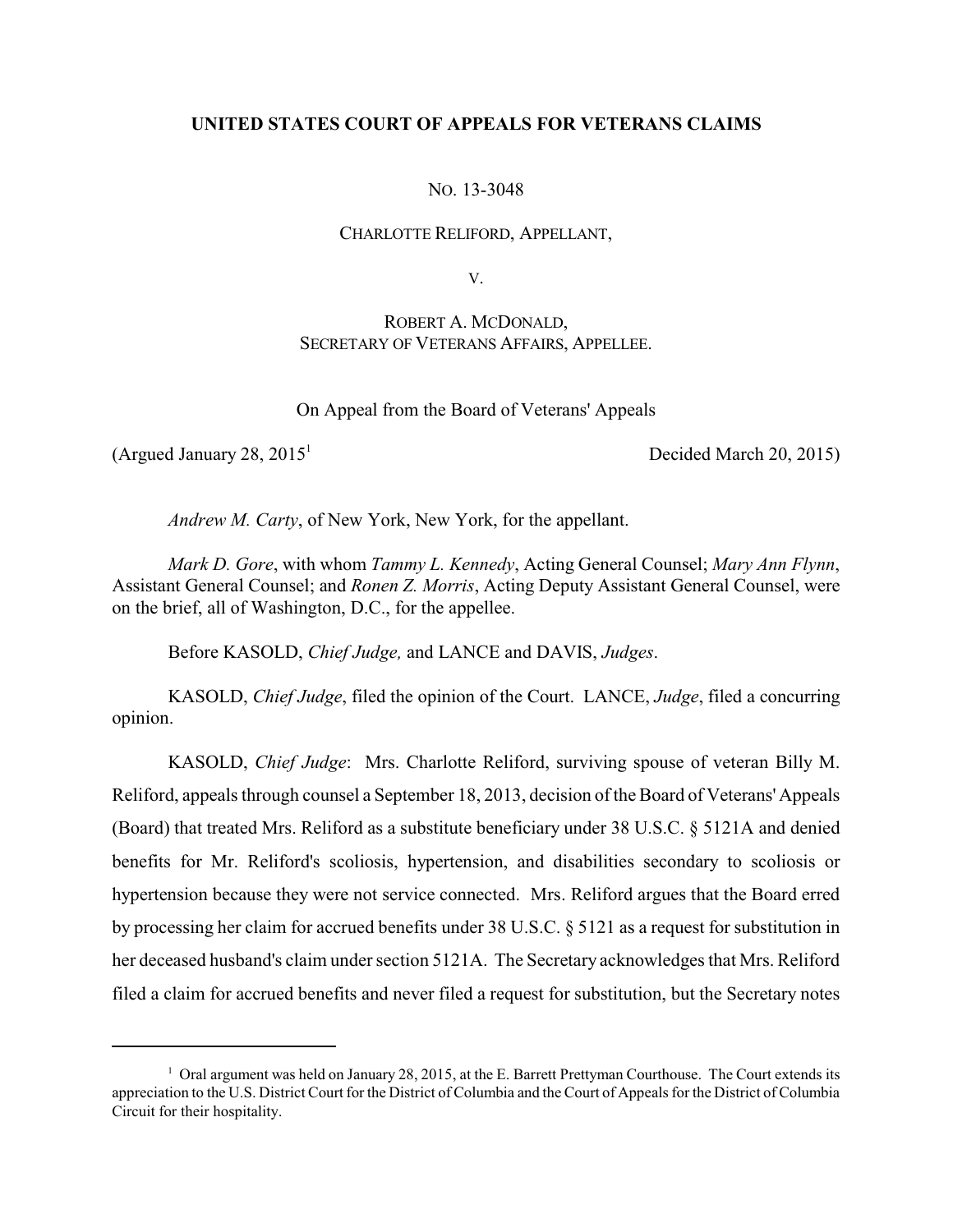# UNITED STATES COURT OF APPEALS FOR VETERANS CLAIMS

NO. 13-3048

CHARLOTTE RELIFORD, APPELLANT,

V.

ROBERT A. MCDONALD,
SECRETARY OF VETERANS AFFAIRS, APPELLEE.

On Appeal from the Board of Veterans' Appeals

(Argued January 28, 2015[1]) Decided March 20, 2015)

*Andrew M. Carty*, of New York, New York, for the appellant.

*Mark D. Gore*, with whom *Tammy L. Kennedy*, Acting General Counsel; *Mary Ann Flynn*, Assistant General Counsel; and *Ronen Z. Morris*, Acting Deputy Assistant General Counsel, were on the brief, all of Washington, D.C., for the appellee.

Before KASOLD, *Chief Judge,* and LANCE and DAVIS, *Judges*.

KASOLD, *Chief Judge*, filed the opinion of the Court. LANCE, *Judge*, filed a concurring opinion.

KASOLD, *Chief Judge*: Mrs. Charlotte Reliford, surviving spouse of veteran Billy M. Reliford, appeals through counsel a September 18, 2013, decision of the Board of Veterans' Appeals (Board) that treated Mrs. Reliford as a substitute beneficiary under 38 U.S.C. § 5121A and denied benefits for Mr. Reliford's scoliosis, hypertension, and disabilities secondary to scoliosis or hypertension because they were not service connected. Mrs. Reliford argues that the Board erred by processing her claim for accrued benefits under 38 U.S.C. § 5121 as a request for substitution in her deceased husband's claim under section 5121A. The Secretary acknowledges that Mrs. Reliford filed a claim for accrued benefits and never filed a request for substitution, but the Secretary notes

---

[1] Oral argument was held on January 28, 2015, at the E. Barrett Prettyman Courthouse. The Court extends its appreciation to the U.S. District Court for the District of Columbia and the Court of Appeals for the District of Columbia Circuit for their hospitality.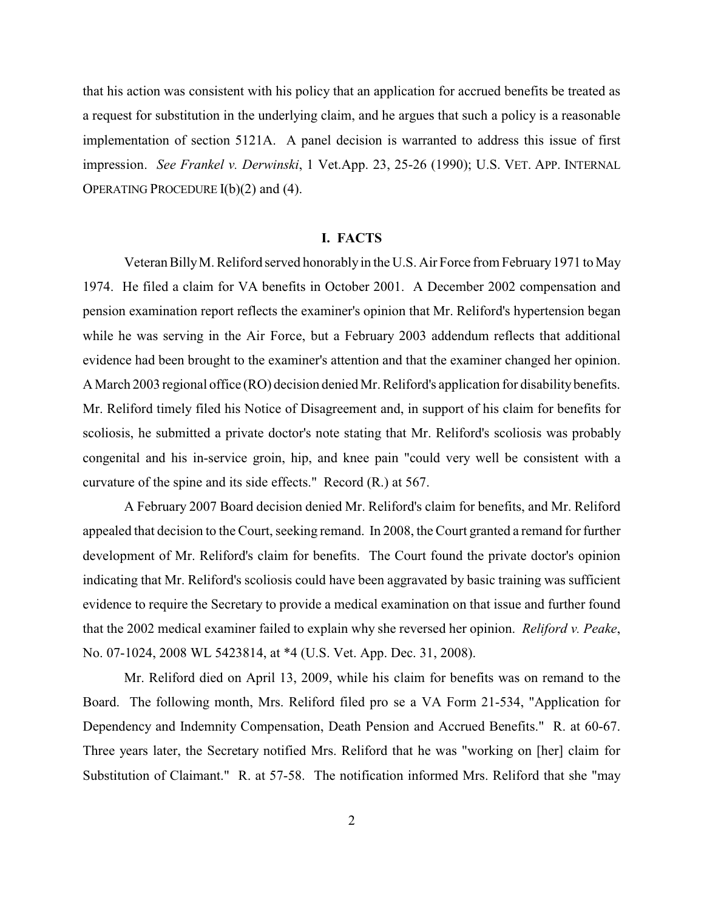that his action was consistent with his policy that an application for accrued benefits be treated as a request for substitution in the underlying claim, and he argues that such a policy is a reasonable implementation of section 5121A. A panel decision is warranted to address this issue of first impression. *See Frankel v. Derwinski*, 1 Vet.App. 23, 25-26 (1990); U.S. VET. APP. INTERNAL OPERATING PROCEDURE I(b)(2) and (4).

## I. FACTS

Veteran Billy M. Reliford served honorably in the U.S. Air Force from February 1971 to May 1974. He filed a claim for VA benefits in October 2001. A December 2002 compensation and pension examination report reflects the examiner's opinion that Mr. Reliford's hypertension began while he was serving in the Air Force, but a February 2003 addendum reflects that additional evidence had been brought to the examiner's attention and that the examiner changed her opinion. A March 2003 regional office (RO) decision denied Mr. Reliford's application for disability benefits. Mr. Reliford timely filed his Notice of Disagreement and, in support of his claim for benefits for scoliosis, he submitted a private doctor's note stating that Mr. Reliford's scoliosis was probably congenital and his in-service groin, hip, and knee pain "could very well be consistent with a curvature of the spine and its side effects." Record (R.) at 567.

A February 2007 Board decision denied Mr. Reliford's claim for benefits, and Mr. Reliford appealed that decision to the Court, seeking remand. In 2008, the Court granted a remand for further development of Mr. Reliford's claim for benefits. The Court found the private doctor's opinion indicating that Mr. Reliford's scoliosis could have been aggravated by basic training was sufficient evidence to require the Secretary to provide a medical examination on that issue and further found that the 2002 medical examiner failed to explain why she reversed her opinion. *Reliford v. Peake*, No. 07-1024, 2008 WL 5423814, at *4 (U.S. Vet. App. Dec. 31, 2008).

Mr. Reliford died on April 13, 2009, while his claim for benefits was on remand to the Board. The following month, Mrs. Reliford filed pro se a VA Form 21-534, "Application for Dependency and Indemnity Compensation, Death Pension and Accrued Benefits." R. at 60-67. Three years later, the Secretary notified Mrs. Reliford that he was "working on [her] claim for Substitution of Claimant." R. at 57-58. The notification informed Mrs. Reliford that she "may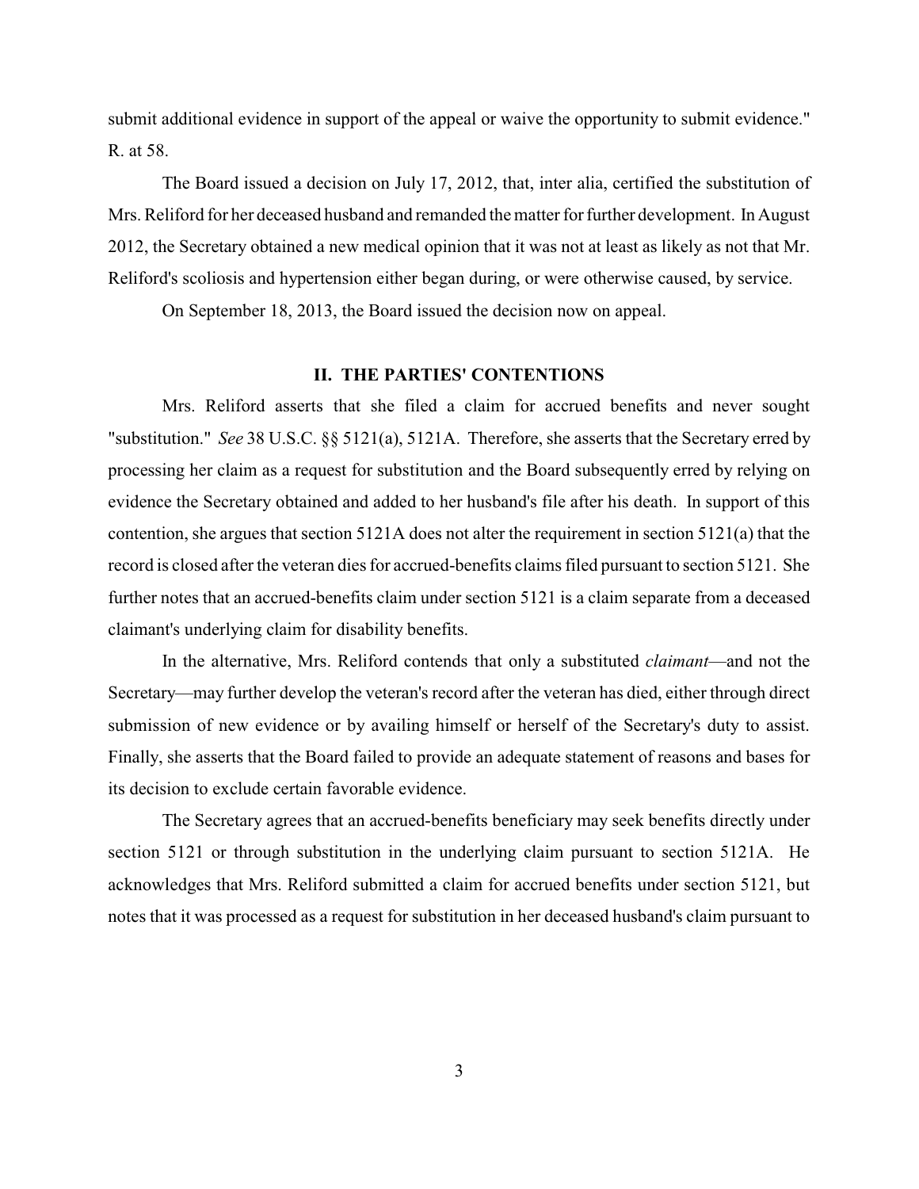submit additional evidence in support of the appeal or waive the opportunity to submit evidence." R. at 58.

The Board issued a decision on July 17, 2012, that, inter alia, certified the substitution of Mrs. Reliford for her deceased husband and remanded the matter for further development. In August 2012, the Secretary obtained a new medical opinion that it was not at least as likely as not that Mr. Reliford's scoliosis and hypertension either began during, or were otherwise caused, by service.

On September 18, 2013, the Board issued the decision now on appeal.

## II. THE PARTIES' CONTENTIONS

Mrs. Reliford asserts that she filed a claim for accrued benefits and never sought "substitution." *See* 38 U.S.C. §§ 5121(a), 5121A. Therefore, she asserts that the Secretary erred by processing her claim as a request for substitution and the Board subsequently erred by relying on evidence the Secretary obtained and added to her husband's file after his death. In support of this contention, she argues that section 5121A does not alter the requirement in section 5121(a) that the record is closed after the veteran dies for accrued-benefits claims filed pursuant to section 5121. She further notes that an accrued-benefits claim under section 5121 is a claim separate from a deceased claimant's underlying claim for disability benefits.

In the alternative, Mrs. Reliford contends that only a substituted *claimant*—and not the Secretary—may further develop the veteran's record after the veteran has died, either through direct submission of new evidence or by availing himself or herself of the Secretary's duty to assist. Finally, she asserts that the Board failed to provide an adequate statement of reasons and bases for its decision to exclude certain favorable evidence.

The Secretary agrees that an accrued-benefits beneficiary may seek benefits directly under section 5121 or through substitution in the underlying claim pursuant to section 5121A. He acknowledges that Mrs. Reliford submitted a claim for accrued benefits under section 5121, but notes that it was processed as a request for substitution in her deceased husband's claim pursuant to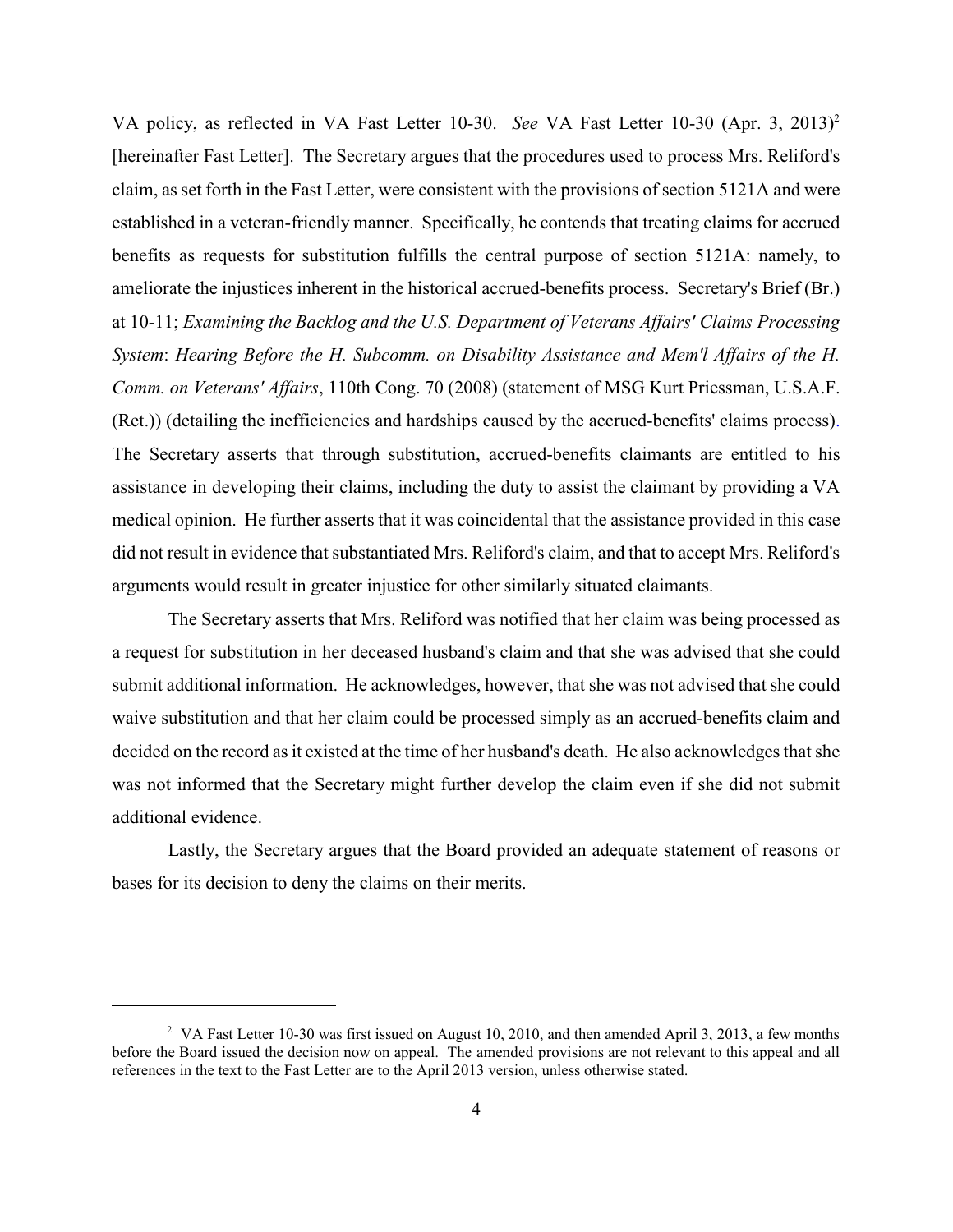VA policy, as reflected in VA Fast Letter 10-30. *See* VA Fast Letter 10-30 (Apr. 3, 2013)[2] [hereinafter Fast Letter]. The Secretary argues that the procedures used to process Mrs. Reliford's claim, as set forth in the Fast Letter, were consistent with the provisions of section 5121A and were established in a veteran-friendly manner. Specifically, he contends that treating claims for accrued benefits as requests for substitution fulfills the central purpose of section 5121A: namely, to ameliorate the injustices inherent in the historical accrued-benefits process. Secretary's Brief (Br.) at 10-11; *Examining the Backlog and the U.S. Department of Veterans Affairs' Claims Processing System*: *Hearing Before the H. Subcomm. on Disability Assistance and Mem'l Affairs of the H. Comm. on Veterans' Affairs*, 110th Cong. 70 (2008) (statement of MSG Kurt Priessman, U.S.A.F. (Ret.)) (detailing the inefficiencies and hardships caused by the accrued-benefits' claims process). The Secretary asserts that through substitution, accrued-benefits claimants are entitled to his assistance in developing their claims, including the duty to assist the claimant by providing a VA medical opinion. He further asserts that it was coincidental that the assistance provided in this case did not result in evidence that substantiated Mrs. Reliford's claim, and that to accept Mrs. Reliford's arguments would result in greater injustice for other similarly situated claimants.

The Secretary asserts that Mrs. Reliford was notified that her claim was being processed as a request for substitution in her deceased husband's claim and that she was advised that she could submit additional information. He acknowledges, however, that she was not advised that she could waive substitution and that her claim could be processed simply as an accrued-benefits claim and decided on the record as it existed at the time of her husband's death. He also acknowledges that she was not informed that the Secretary might further develop the claim even if she did not submit additional evidence.

Lastly, the Secretary argues that the Board provided an adequate statement of reasons or bases for its decision to deny the claims on their merits.

---

[2] VA Fast Letter 10-30 was first issued on August 10, 2010, and then amended April 3, 2013, a few months before the Board issued the decision now on appeal. The amended provisions are not relevant to this appeal and all references in the text to the Fast Letter are to the April 2013 version, unless otherwise stated.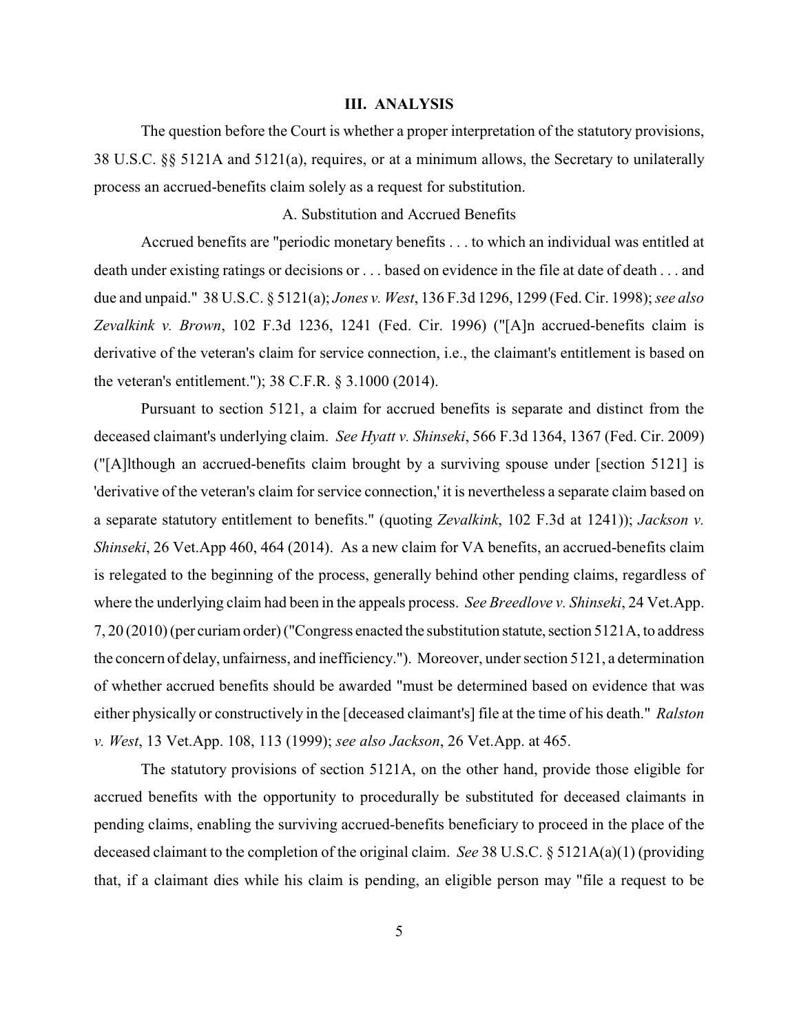## III. ANALYSIS

The question before the Court is whether a proper interpretation of the statutory provisions, 38 U.S.C. §§ 5121A and 5121(a), requires, or at a minimum allows, the Secretary to unilaterally process an accrued-benefits claim solely as a request for substitution.

### A. Substitution and Accrued Benefits

Accrued benefits are "periodic monetary benefits . . . to which an individual was entitled at death under existing ratings or decisions or . . . based on evidence in the file at date of death . . . and due and unpaid." 38 U.S.C. § 5121(a); *Jones v. West*, 136 F.3d 1296, 1299 (Fed. Cir. 1998); *see also Zevalkink v. Brown*, 102 F.3d 1236, 1241 (Fed. Cir. 1996) ("[A]n accrued-benefits claim is derivative of the veteran's claim for service connection, i.e., the claimant's entitlement is based on the veteran's entitlement."); 38 C.F.R. § 3.1000 (2014).

Pursuant to section 5121, a claim for accrued benefits is separate and distinct from the deceased claimant's underlying claim. *See Hyatt v. Shinseki*, 566 F.3d 1364, 1367 (Fed. Cir. 2009) ("[A]lthough an accrued-benefits claim brought by a surviving spouse under [section 5121] is 'derivative of the veteran's claim for service connection,' it is nevertheless a separate claim based on a separate statutory entitlement to benefits." (quoting *Zevalkink*, 102 F.3d at 1241)); *Jackson v. Shinseki*, 26 Vet.App 460, 464 (2014). As a new claim for VA benefits, an accrued-benefits claim is relegated to the beginning of the process, generally behind other pending claims, regardless of where the underlying claim had been in the appeals process. *See Breedlove v. Shinseki*, 24 Vet.App. 7, 20 (2010) (per curiam order) ("Congress enacted the substitution statute, section 5121A, to address the concern of delay, unfairness, and inefficiency."). Moreover, under section 5121, a determination of whether accrued benefits should be awarded "must be determined based on evidence that was either physically or constructively in the [deceased claimant's] file at the time of his death." *Ralston v. West*, 13 Vet.App. 108, 113 (1999); *see also Jackson*, 26 Vet.App. at 465.

The statutory provisions of section 5121A, on the other hand, provide those eligible for accrued benefits with the opportunity to procedurally be substituted for deceased claimants in pending claims, enabling the surviving accrued-benefits beneficiary to proceed in the place of the deceased claimant to the completion of the original claim. *See* 38 U.S.C. § 5121A(a)(1) (providing that, if a claimant dies while his claim is pending, an eligible person may "file a request to be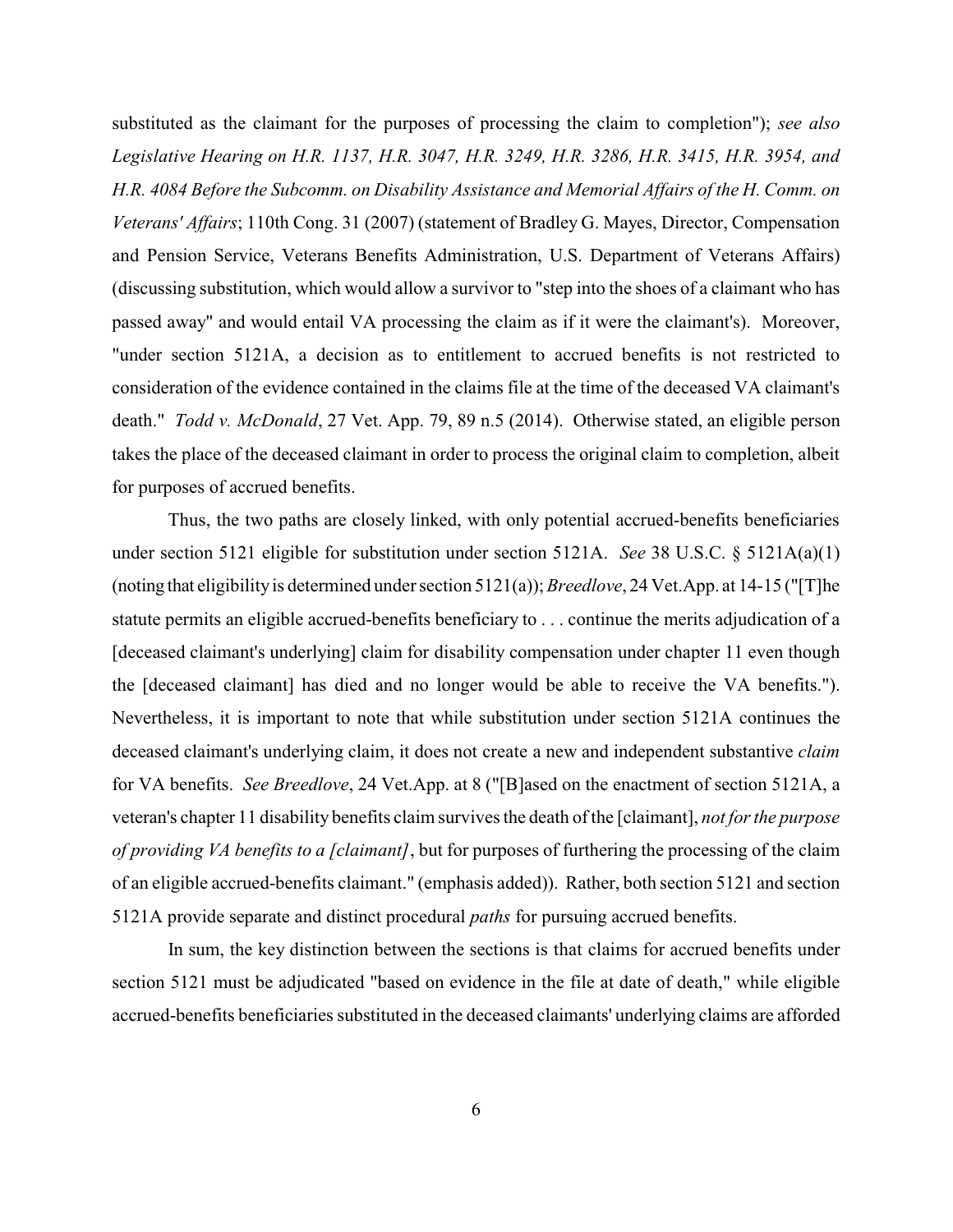substituted as the claimant for the purposes of processing the claim to completion"); *see also Legislative Hearing on H.R. 1137, H.R. 3047, H.R. 3249, H.R. 3286, H.R. 3415, H.R. 3954, and H.R. 4084 Before the Subcomm. on Disability Assistance and Memorial Affairs of the H. Comm. on Veterans' Affairs*; 110th Cong. 31 (2007) (statement of Bradley G. Mayes, Director, Compensation and Pension Service, Veterans Benefits Administration, U.S. Department of Veterans Affairs) (discussing substitution, which would allow a survivor to "step into the shoes of a claimant who has passed away" and would entail VA processing the claim as if it were the claimant's). Moreover, "under section 5121A, a decision as to entitlement to accrued benefits is not restricted to consideration of the evidence contained in the claims file at the time of the deceased VA claimant's death." *Todd v. McDonald*, 27 Vet. App. 79, 89 n.5 (2014). Otherwise stated, an eligible person takes the place of the deceased claimant in order to process the original claim to completion, albeit for purposes of accrued benefits.

Thus, the two paths are closely linked, with only potential accrued-benefits beneficiaries under section 5121 eligible for substitution under section 5121A. *See* 38 U.S.C. § 5121A(a)(1) (noting that eligibility is determined under section 5121(a)); *Breedlove*, 24 Vet.App. at 14-15 ("[T]he statute permits an eligible accrued-benefits beneficiary to . . . continue the merits adjudication of a [deceased claimant's underlying] claim for disability compensation under chapter 11 even though the [deceased claimant] has died and no longer would be able to receive the VA benefits."). Nevertheless, it is important to note that while substitution under section 5121A continues the deceased claimant's underlying claim, it does not create a new and independent substantive *claim* for VA benefits. *See Breedlove*, 24 Vet.App. at 8 ("[B]ased on the enactment of section 5121A, a veteran's chapter 11 disability benefits claim survives the death of the [claimant], *not for the purpose of providing VA benefits to a [claimant]*, but for purposes of furthering the processing of the claim of an eligible accrued-benefits claimant." (emphasis added)). Rather, both section 5121 and section 5121A provide separate and distinct procedural *paths* for pursuing accrued benefits.

In sum, the key distinction between the sections is that claims for accrued benefits under section 5121 must be adjudicated "based on evidence in the file at date of death," while eligible accrued-benefits beneficiaries substituted in the deceased claimants' underlying claims are afforded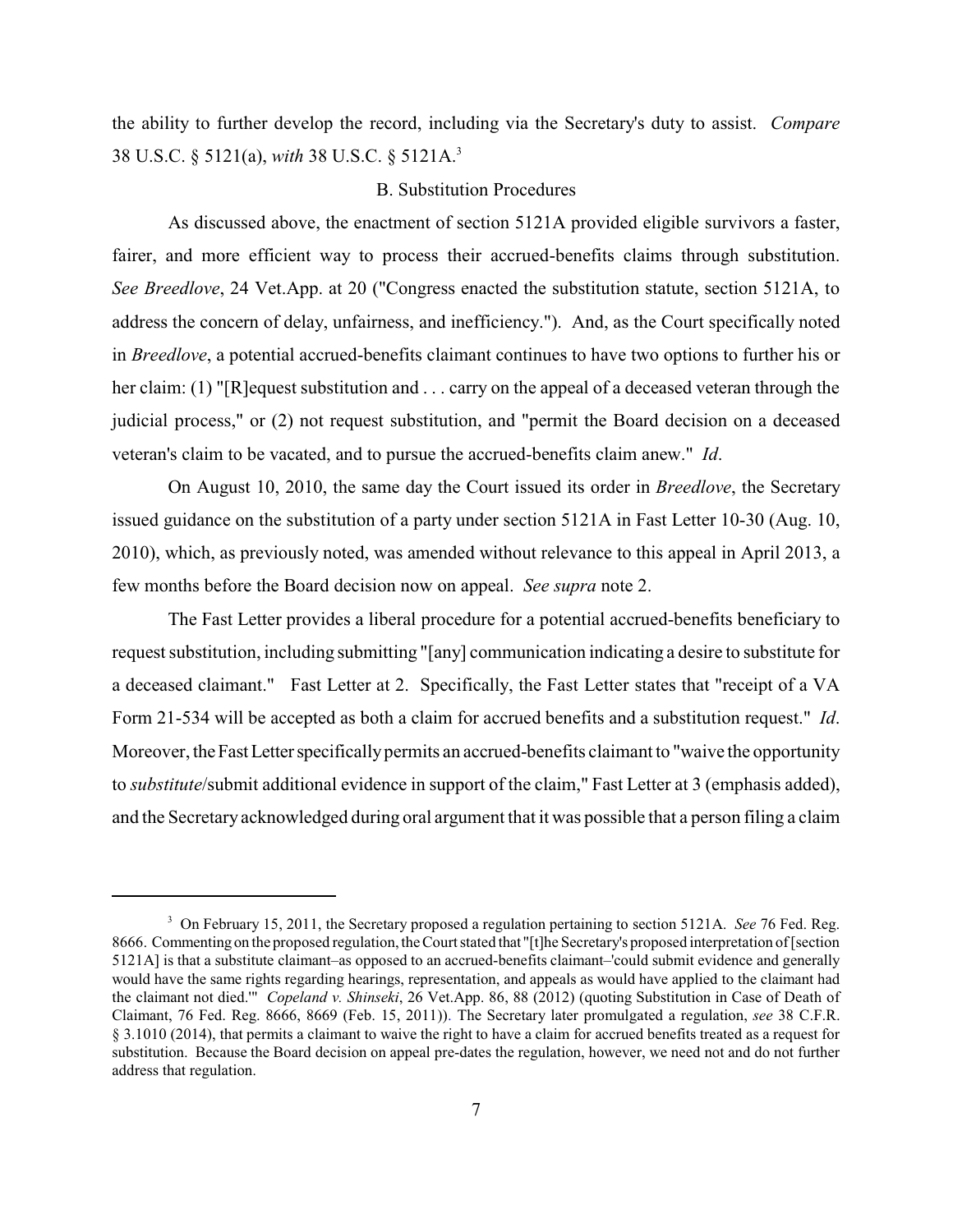the ability to further develop the record, including via the Secretary's duty to assist. *Compare* 38 U.S.C. § 5121(a), *with* 38 U.S.C. § 5121A.[3]

B. Substitution Procedures

As discussed above, the enactment of section 5121A provided eligible survivors a faster, fairer, and more efficient way to process their accrued-benefits claims through substitution. *See Breedlove*, 24 Vet.App. at 20 ("Congress enacted the substitution statute, section 5121A, to address the concern of delay, unfairness, and inefficiency."). And, as the Court specifically noted in *Breedlove*, a potential accrued-benefits claimant continues to have two options to further his or her claim: (1) "[R]equest substitution and . . . carry on the appeal of a deceased veteran through the judicial process," or (2) not request substitution, and "permit the Board decision on a deceased veteran's claim to be vacated, and to pursue the accrued-benefits claim anew." *Id*.

On August 10, 2010, the same day the Court issued its order in *Breedlove*, the Secretary issued guidance on the substitution of a party under section 5121A in Fast Letter 10-30 (Aug. 10, 2010), which, as previously noted, was amended without relevance to this appeal in April 2013, a few months before the Board decision now on appeal. *See supra* note 2.

The Fast Letter provides a liberal procedure for a potential accrued-benefits beneficiary to request substitution, including submitting "[any] communication indicating a desire to substitute for a deceased claimant." Fast Letter at 2. Specifically, the Fast Letter states that "receipt of a VA Form 21-534 will be accepted as both a claim for accrued benefits and a substitution request." *Id*. Moreover, the Fast Letter specifically permits an accrued-benefits claimant to "waive the opportunity to *substitute*/submit additional evidence in support of the claim," Fast Letter at 3 (emphasis added), and the Secretary acknowledged during oral argument that it was possible that a person filing a claim

---

[3] On February 15, 2011, the Secretary proposed a regulation pertaining to section 5121A. *See* 76 Fed. Reg. 8666. Commenting on the proposed regulation, the Court stated that "[t]he Secretary's proposed interpretation of [section 5121A] is that a substitute claimant–as opposed to an accrued-benefits claimant–'could submit evidence and generally would have the same rights regarding hearings, representation, and appeals as would have applied to the claimant had the claimant not died.'" *Copeland v. Shinseki*, 26 Vet.App. 86, 88 (2012) (quoting Substitution in Case of Death of Claimant, 76 Fed. Reg. 8666, 8669 (Feb. 15, 2011)). The Secretary later promulgated a regulation, *see* 38 C.F.R. § 3.1010 (2014), that permits a claimant to waive the right to have a claim for accrued benefits treated as a request for substitution. Because the Board decision on appeal pre-dates the regulation, however, we need not and do not further address that regulation.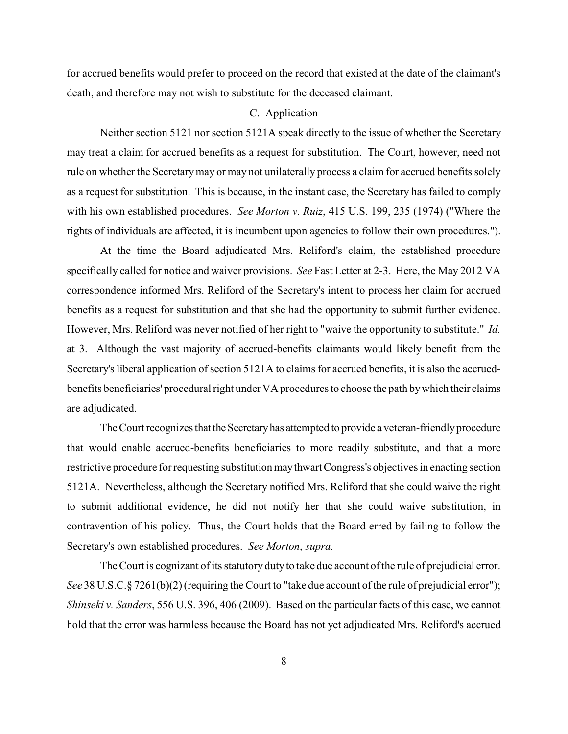for accrued benefits would prefer to proceed on the record that existed at the date of the claimant's death, and therefore may not wish to substitute for the deceased claimant.

### C. Application

Neither section 5121 nor section 5121A speak directly to the issue of whether the Secretary may treat a claim for accrued benefits as a request for substitution. The Court, however, need not rule on whether the Secretary may or may not unilaterally process a claim for accrued benefits solely as a request for substitution. This is because, in the instant case, the Secretary has failed to comply with his own established procedures. *See Morton v. Ruiz*, 415 U.S. 199, 235 (1974) ("Where the rights of individuals are affected, it is incumbent upon agencies to follow their own procedures.").

At the time the Board adjudicated Mrs. Reliford's claim, the established procedure specifically called for notice and waiver provisions. *See* Fast Letter at 2-3. Here, the May 2012 VA correspondence informed Mrs. Reliford of the Secretary's intent to process her claim for accrued benefits as a request for substitution and that she had the opportunity to submit further evidence. However, Mrs. Reliford was never notified of her right to "waive the opportunity to substitute." *Id.* at 3. Although the vast majority of accrued-benefits claimants would likely benefit from the Secretary's liberal application of section 5121A to claims for accrued benefits, it is also the accrued-benefits beneficiaries' procedural right under VA procedures to choose the path by which their claims are adjudicated.

The Court recognizes that the Secretary has attempted to provide a veteran-friendly procedure that would enable accrued-benefits beneficiaries to more readily substitute, and that a more restrictive procedure for requesting substitution may thwart Congress's objectives in enacting section 5121A. Nevertheless, although the Secretary notified Mrs. Reliford that she could waive the right to submit additional evidence, he did not notify her that she could waive substitution, in contravention of his policy. Thus, the Court holds that the Board erred by failing to follow the Secretary's own established procedures. *See Morton*, *supra.*

The Court is cognizant of its statutory duty to take due account of the rule of prejudicial error. *See* 38 U.S.C.§ 7261(b)(2) (requiring the Court to "take due account of the rule of prejudicial error"); *Shinseki v. Sanders*, 556 U.S. 396, 406 (2009). Based on the particular facts of this case, we cannot hold that the error was harmless because the Board has not yet adjudicated Mrs. Reliford's accrued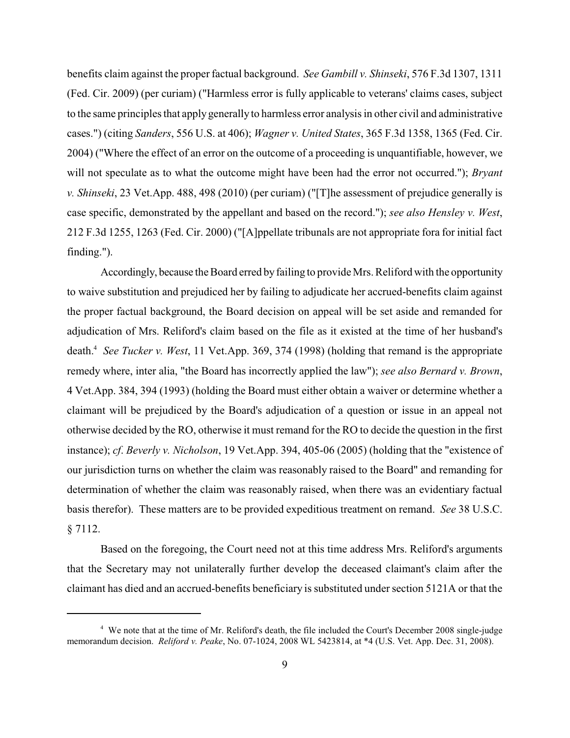benefits claim against the proper factual background. *See Gambill v. Shinseki*, 576 F.3d 1307, 1311 (Fed. Cir. 2009) (per curiam) ("Harmless error is fully applicable to veterans' claims cases, subject to the same principles that apply generally to harmless error analysis in other civil and administrative cases.") (citing *Sanders*, 556 U.S. at 406); *Wagner v. United States*, 365 F.3d 1358, 1365 (Fed. Cir. 2004) ("Where the effect of an error on the outcome of a proceeding is unquantifiable, however, we will not speculate as to what the outcome might have been had the error not occurred."); *Bryant v. Shinseki*, 23 Vet.App. 488, 498 (2010) (per curiam) ("[T]he assessment of prejudice generally is case specific, demonstrated by the appellant and based on the record."); *see also Hensley v. West*, 212 F.3d 1255, 1263 (Fed. Cir. 2000) ("[A]ppellate tribunals are not appropriate fora for initial fact finding.").

Accordingly, because the Board erred by failing to provide Mrs. Reliford with the opportunity to waive substitution and prejudiced her by failing to adjudicate her accrued-benefits claim against the proper factual background, the Board decision on appeal will be set aside and remanded for adjudication of Mrs. Reliford's claim based on the file as it existed at the time of her husband's death.[4] *See Tucker v. West*, 11 Vet.App. 369, 374 (1998) (holding that remand is the appropriate remedy where, inter alia, "the Board has incorrectly applied the law"); *see also Bernard v. Brown*, 4 Vet.App. 384, 394 (1993) (holding the Board must either obtain a waiver or determine whether a claimant will be prejudiced by the Board's adjudication of a question or issue in an appeal not otherwise decided by the RO, otherwise it must remand for the RO to decide the question in the first instance); *cf*. *Beverly v. Nicholson*, 19 Vet.App. 394, 405-06 (2005) (holding that the "existence of our jurisdiction turns on whether the claim was reasonably raised to the Board" and remanding for determination of whether the claim was reasonably raised, when there was an evidentiary factual basis therefor). These matters are to be provided expeditious treatment on remand. *See* 38 U.S.C. § 7112.

Based on the foregoing, the Court need not at this time address Mrs. Reliford's arguments that the Secretary may not unilaterally further develop the deceased claimant's claim after the claimant has died and an accrued-benefits beneficiary is substituted under section 5121A or that the

---

[4] We note that at the time of Mr. Reliford's death, the file included the Court's December 2008 single-judge memorandum decision. *Reliford v. Peake*, No. 07-1024, 2008 WL 5423814, at *4 (U.S. Vet. App. Dec. 31, 2008).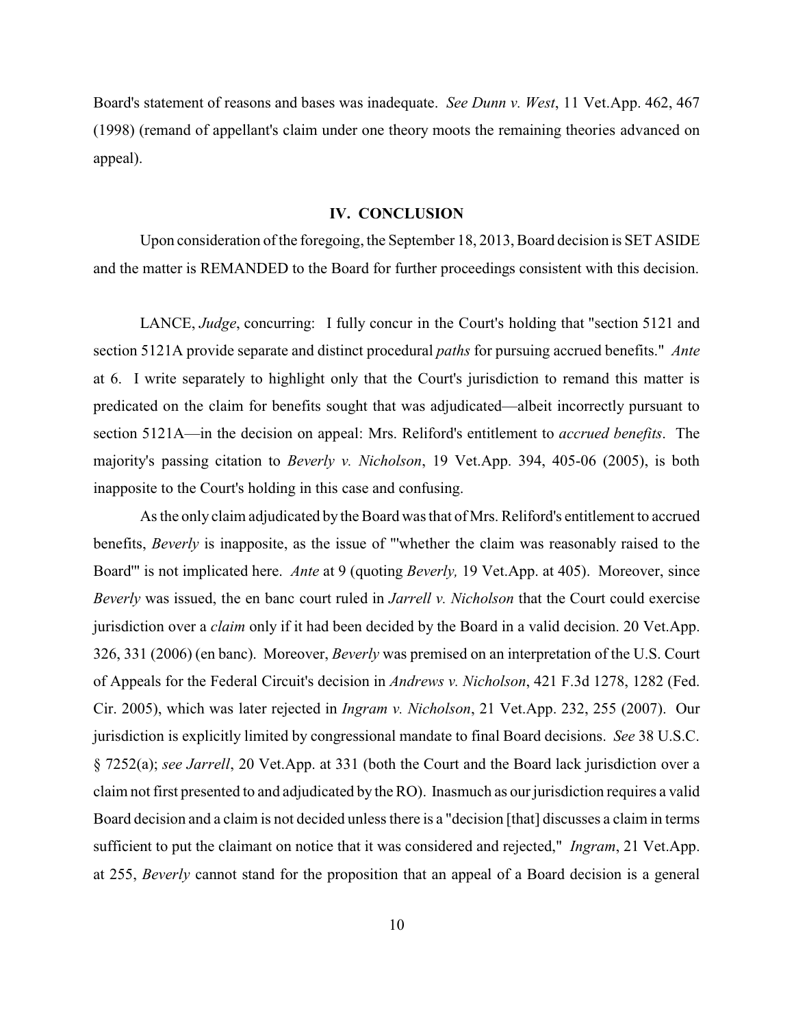Board's statement of reasons and bases was inadequate. *See Dunn v. West*, 11 Vet.App. 462, 467 (1998) (remand of appellant's claim under one theory moots the remaining theories advanced on appeal).

## IV. CONCLUSION

Upon consideration of the foregoing, the September 18, 2013, Board decision is SET ASIDE and the matter is REMANDED to the Board for further proceedings consistent with this decision.

LANCE, *Judge*, concurring: I fully concur in the Court's holding that "section 5121 and section 5121A provide separate and distinct procedural *paths* for pursuing accrued benefits." *Ante* at 6. I write separately to highlight only that the Court's jurisdiction to remand this matter is predicated on the claim for benefits sought that was adjudicated—albeit incorrectly pursuant to section 5121A—in the decision on appeal: Mrs. Reliford's entitlement to *accrued benefits*. The majority's passing citation to *Beverly v. Nicholson*, 19 Vet.App. 394, 405-06 (2005), is both inapposite to the Court's holding in this case and confusing.

As the only claim adjudicated by the Board was that of Mrs. Reliford's entitlement to accrued benefits, *Beverly* is inapposite, as the issue of "'whether the claim was reasonably raised to the Board'" is not implicated here. *Ante* at 9 (quoting *Beverly,* 19 Vet.App. at 405). Moreover, since *Beverly* was issued, the en banc court ruled in *Jarrell v. Nicholson* that the Court could exercise jurisdiction over a *claim* only if it had been decided by the Board in a valid decision. 20 Vet.App. 326, 331 (2006) (en banc). Moreover, *Beverly* was premised on an interpretation of the U.S. Court of Appeals for the Federal Circuit's decision in *Andrews v. Nicholson*, 421 F.3d 1278, 1282 (Fed. Cir. 2005), which was later rejected in *Ingram v. Nicholson*, 21 Vet.App. 232, 255 (2007). Our jurisdiction is explicitly limited by congressional mandate to final Board decisions. *See* 38 U.S.C. § 7252(a); *see Jarrell*, 20 Vet.App. at 331 (both the Court and the Board lack jurisdiction over a claim not first presented to and adjudicated by the RO). Inasmuch as our jurisdiction requires a valid Board decision and a claim is not decided unless there is a "decision [that] discusses a claim in terms sufficient to put the claimant on notice that it was considered and rejected," *Ingram*, 21 Vet.App. at 255, *Beverly* cannot stand for the proposition that an appeal of a Board decision is a general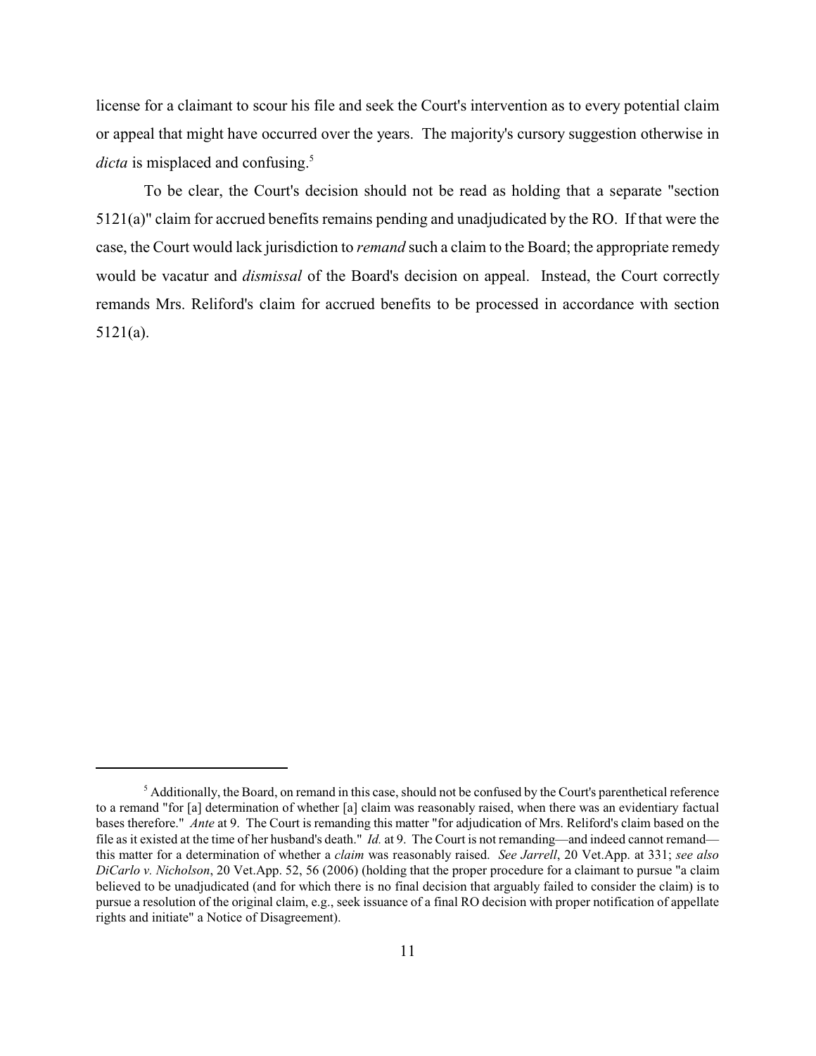license for a claimant to scour his file and seek the Court's intervention as to every potential claim or appeal that might have occurred over the years. The majority's cursory suggestion otherwise in *dicta* is misplaced and confusing.[5]

To be clear, the Court's decision should not be read as holding that a separate "section 5121(a)" claim for accrued benefits remains pending and unadjudicated by the RO. If that were the case, the Court would lack jurisdiction to *remand* such a claim to the Board; the appropriate remedy would be vacatur and *dismissal* of the Board's decision on appeal. Instead, the Court correctly remands Mrs. Reliford's claim for accrued benefits to be processed in accordance with section 5121(a).

---

[5] Additionally, the Board, on remand in this case, should not be confused by the Court's parenthetical reference to a remand "for [a] determination of whether [a] claim was reasonably raised, when there was an evidentiary factual bases therefore." *Ante* at 9. The Court is remanding this matter "for adjudication of Mrs. Reliford's claim based on the file as it existed at the time of her husband's death." *Id.* at 9. The Court is not remanding—and indeed cannot remand—this matter for a determination of whether a *claim* was reasonably raised. *See Jarrell*, 20 Vet.App. at 331; *see also DiCarlo v. Nicholson*, 20 Vet.App. 52, 56 (2006) (holding that the proper procedure for a claimant to pursue "a claim believed to be unadjudicated (and for which there is no final decision that arguably failed to consider the claim) is to pursue a resolution of the original claim, e.g., seek issuance of a final RO decision with proper notification of appellate rights and initiate" a Notice of Disagreement).